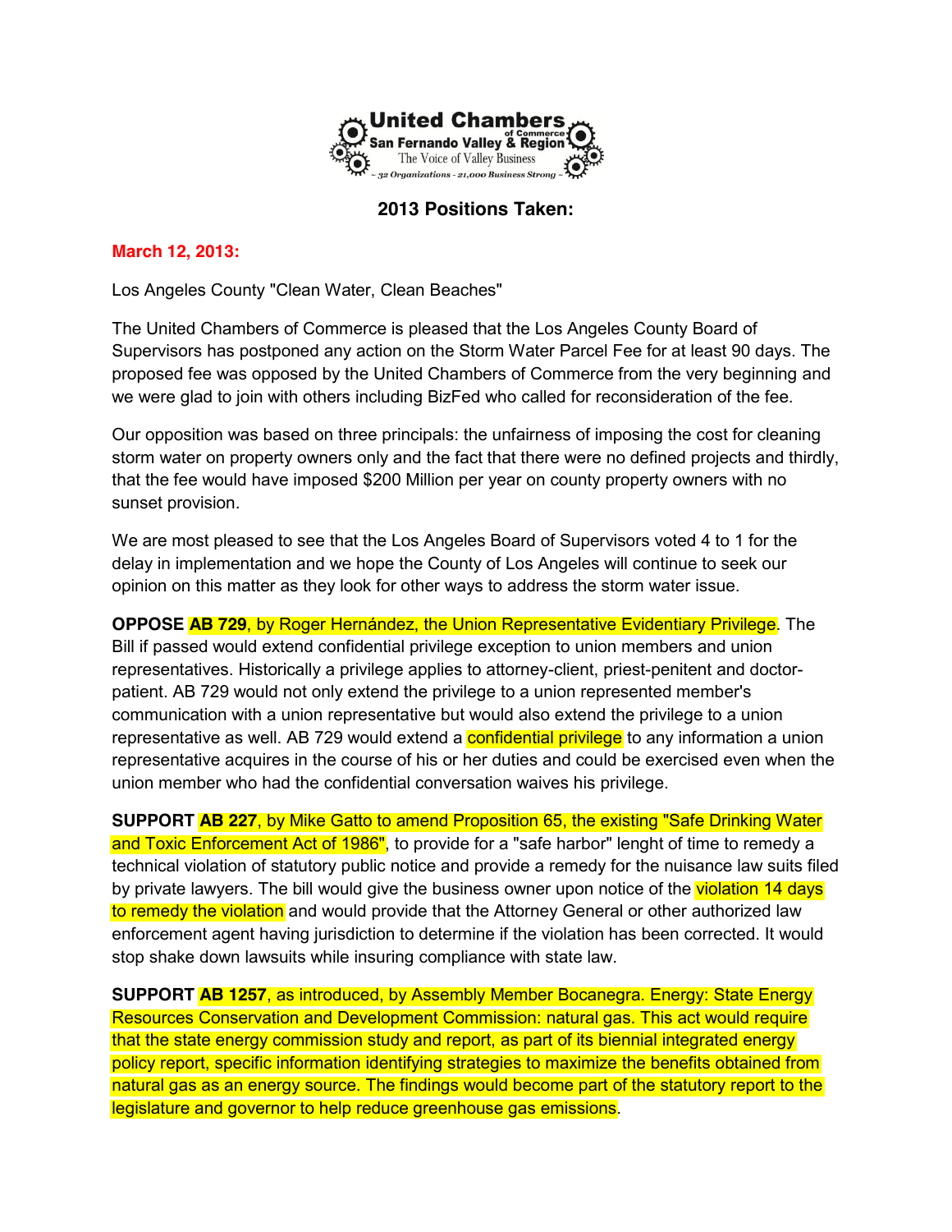**United Chambers of Commerce**
**San Fernando Valley & Region**
The Voice of Valley Business
*~ 32 Organizations - 21,000 Business Strong ~*

## 2013 Positions Taken:

**March 12, 2013:**

Los Angeles County "Clean Water, Clean Beaches"

The United Chambers of Commerce is pleased that the Los Angeles County Board of Supervisors has postponed any action on the Storm Water Parcel Fee for at least 90 days. The proposed fee was opposed by the United Chambers of Commerce from the very beginning and we were glad to join with others including BizFed who called for reconsideration of the fee.

Our opposition was based on three principals: the unfairness of imposing the cost for cleaning storm water on property owners only and the fact that there were no defined projects and thirdly, that the fee would have imposed $200 Million per year on county property owners with no sunset provision.

We are most pleased to see that the Los Angeles Board of Supervisors voted 4 to 1 for the delay in implementation and we hope the County of Los Angeles will continue to seek our opinion on this matter as they look for other ways to address the storm water issue.

**OPPOSE** **AB 729**, by Roger Hernández, the Union Representative Evidentiary Privilege. The Bill if passed would extend confidential privilege exception to union members and union representatives. Historically a privilege applies to attorney-client, priest-penitent and doctor-patient. AB 729 would not only extend the privilege to a union represented member's communication with a union representative but would also extend the privilege to a union representative as well. AB 729 would extend a confidential privilege to any information a union representative acquires in the course of his or her duties and could be exercised even when the union member who had the confidential conversation waives his privilege.

**SUPPORT** **AB 227**, by Mike Gatto to amend Proposition 65, the existing "Safe Drinking Water and Toxic Enforcement Act of 1986", to provide for a "safe harbor" lenght of time to remedy a technical violation of statutory public notice and provide a remedy for the nuisance law suits filed by private lawyers. The bill would give the business owner upon notice of the violation 14 days to remedy the violation and would provide that the Attorney General or other authorized law enforcement agent having jurisdiction to determine if the violation has been corrected. It would stop shake down lawsuits while insuring compliance with state law.

**SUPPORT** **AB 1257**, as introduced, by Assembly Member Bocanegra. Energy: State Energy Resources Conservation and Development Commission: natural gas. This act would require that the state energy commission study and report, as part of its biennial integrated energy policy report, specific information identifying strategies to maximize the benefits obtained from natural gas as an energy source. The findings would become part of the statutory report to the legislature and governor to help reduce greenhouse gas emissions.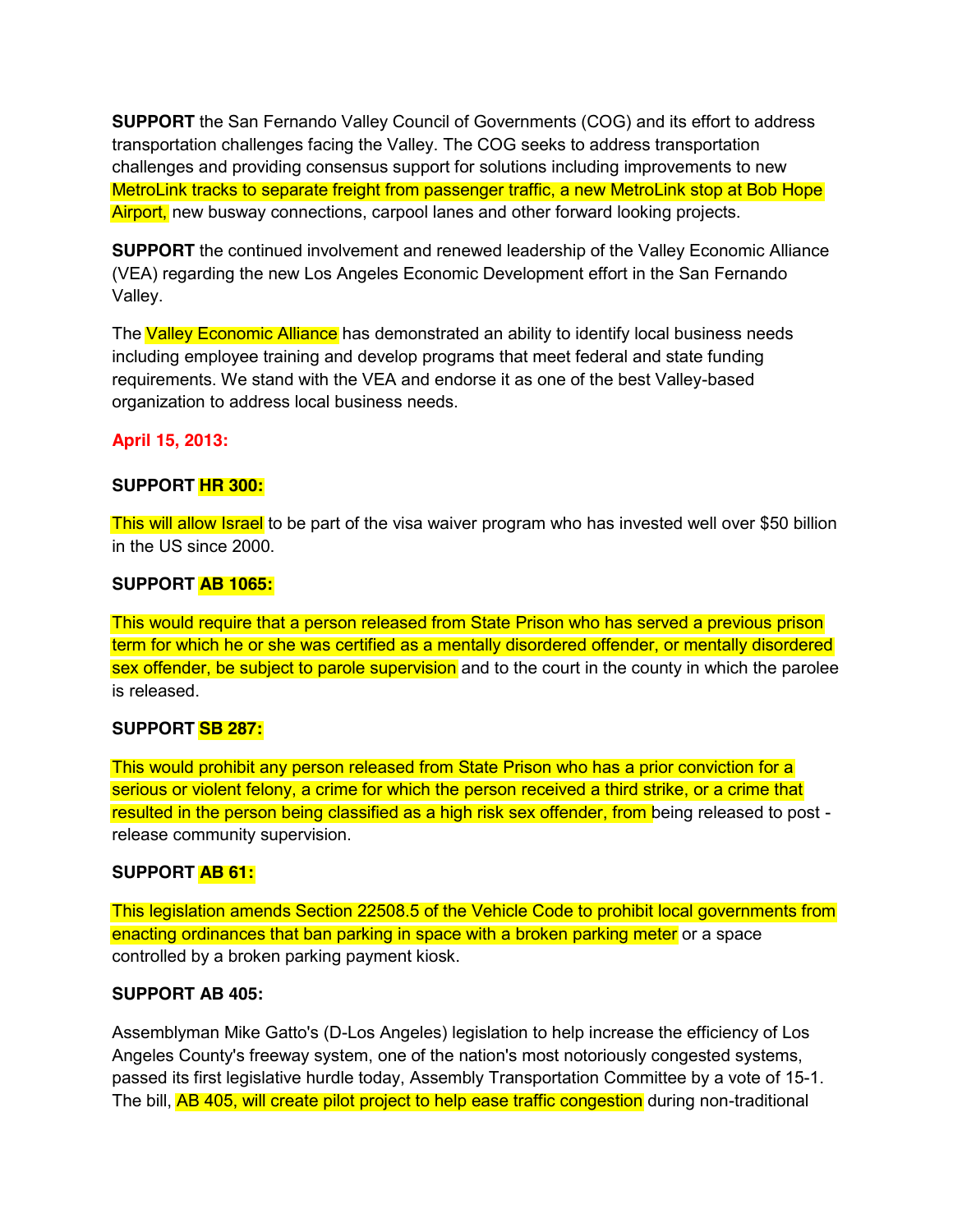**SUPPORT** the San Fernando Valley Council of Governments (COG) and its effort to address transportation challenges facing the Valley. The COG seeks to address transportation challenges and providing consensus support for solutions including improvements to new MetroLink tracks to separate freight from passenger traffic, a new MetroLink stop at Bob Hope Airport, new busway connections, carpool lanes and other forward looking projects.

**SUPPORT** the continued involvement and renewed leadership of the Valley Economic Alliance (VEA) regarding the new Los Angeles Economic Development effort in the San Fernando Valley.

The Valley Economic Alliance has demonstrated an ability to identify local business needs including employee training and develop programs that meet federal and state funding requirements. We stand with the VEA and endorse it as one of the best Valley-based organization to address local business needs.

**April 15, 2013:**

**SUPPORT HR 300:**

This will allow Israel to be part of the visa waiver program who has invested well over $50 billion in the US since 2000.

**SUPPORT AB 1065:**

This would require that a person released from State Prison who has served a previous prison term for which he or she was certified as a mentally disordered offender, or mentally disordered sex offender, be subject to parole supervision and to the court in the county in which the parolee is released.

**SUPPORT SB 287:**

This would prohibit any person released from State Prison who has a prior conviction for a serious or violent felony, a crime for which the person received a third strike, or a crime that resulted in the person being classified as a high risk sex offender, from being released to post - release community supervision.

**SUPPORT AB 61:**

This legislation amends Section 22508.5 of the Vehicle Code to prohibit local governments from enacting ordinances that ban parking in space with a broken parking meter or a space controlled by a broken parking payment kiosk.

**SUPPORT AB 405:**

Assemblyman Mike Gatto's (D-Los Angeles) legislation to help increase the efficiency of Los Angeles County's freeway system, one of the nation's most notoriously congested systems, passed its first legislative hurdle today, Assembly Transportation Committee by a vote of 15-1. The bill, AB 405, will create pilot project to help ease traffic congestion during non-traditional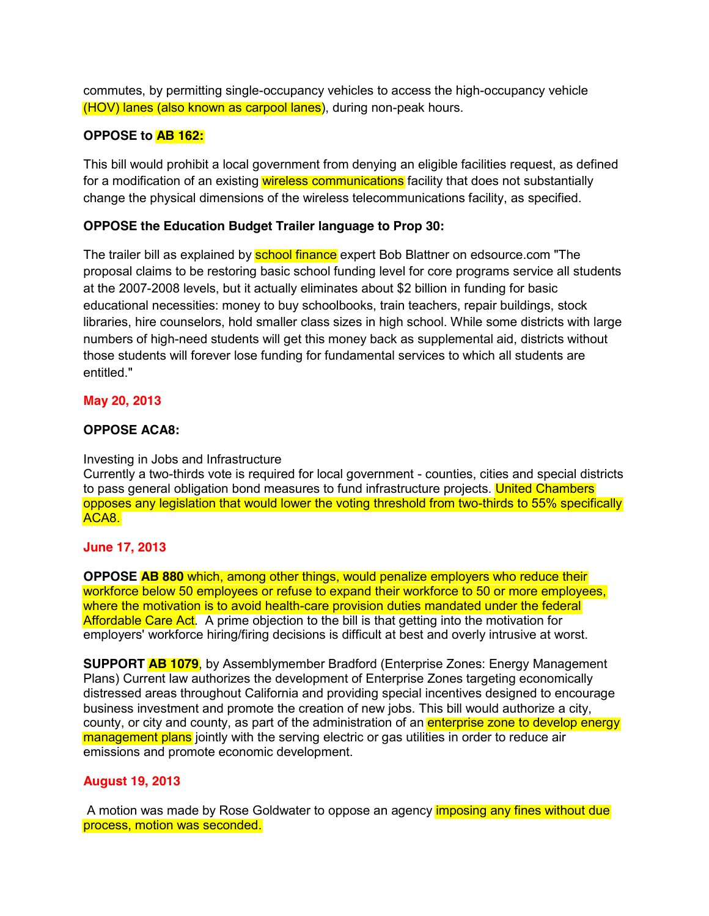commutes, by permitting single-occupancy vehicles to access the high-occupancy vehicle (HOV) lanes (also known as carpool lanes), during non-peak hours.

**OPPOSE to AB 162:**

This bill would prohibit a local government from denying an eligible facilities request, as defined for a modification of an existing wireless communications facility that does not substantially change the physical dimensions of the wireless telecommunications facility, as specified.

**OPPOSE the Education Budget Trailer language to Prop 30:**

The trailer bill as explained by school finance expert Bob Blattner on edsource.com "The proposal claims to be restoring basic school funding level for core programs service all students at the 2007-2008 levels, but it actually eliminates about $2 billion in funding for basic educational necessities: money to buy schoolbooks, train teachers, repair buildings, stock libraries, hire counselors, hold smaller class sizes in high school. While some districts with large numbers of high-need students will get this money back as supplemental aid, districts without those students will forever lose funding for fundamental services to which all students are entitled."

**May 20, 2013**

**OPPOSE ACA8:**

Investing in Jobs and Infrastructure
Currently a two-thirds vote is required for local government - counties, cities and special districts to pass general obligation bond measures to fund infrastructure projects. United Chambers opposes any legislation that would lower the voting threshold from two-thirds to 55% specifically ACA8.

**June 17, 2013**

**OPPOSE AB 880** which, among other things, would penalize employers who reduce their workforce below 50 employees or refuse to expand their workforce to 50 or more employees, where the motivation is to avoid health-care provision duties mandated under the federal Affordable Care Act. A prime objection to the bill is that getting into the motivation for employers' workforce hiring/firing decisions is difficult at best and overly intrusive at worst.

**SUPPORT AB 1079**, by Assemblymember Bradford (Enterprise Zones: Energy Management Plans) Current law authorizes the development of Enterprise Zones targeting economically distressed areas throughout California and providing special incentives designed to encourage business investment and promote the creation of new jobs. This bill would authorize a city, county, or city and county, as part of the administration of an enterprise zone to develop energy management plans jointly with the serving electric or gas utilities in order to reduce air emissions and promote economic development.

**August 19, 2013**

A motion was made by Rose Goldwater to oppose an agency imposing any fines without due process, motion was seconded.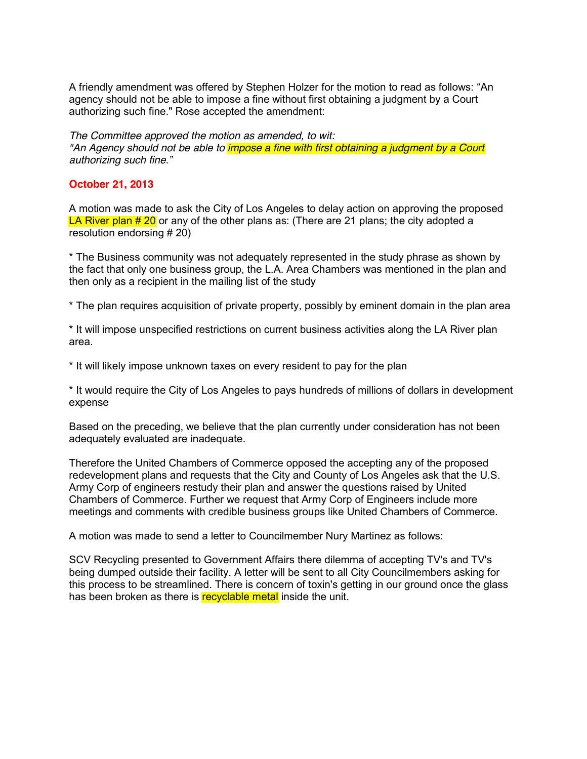A friendly amendment was offered by Stephen Holzer for the motion to read as follows: "An agency should not be able to impose a fine without first obtaining a judgment by a Court authorizing such fine." Rose accepted the amendment:

*The Committee approved the motion as amended, to wit:*
*"An Agency should not be able to impose a fine with first obtaining a judgment by a Court authorizing such fine."*

**October 21, 2013**

A motion was made to ask the City of Los Angeles to delay action on approving the proposed LA River plan # 20 or any of the other plans as: (There are 21 plans; the city adopted a resolution endorsing # 20)

* The Business community was not adequately represented in the study phrase as shown by the fact that only one business group, the L.A. Area Chambers was mentioned in the plan and then only as a recipient in the mailing list of the study

* The plan requires acquisition of private property, possibly by eminent domain in the plan area

* It will impose unspecified restrictions on current business activities along the LA River plan area.

* It will likely impose unknown taxes on every resident to pay for the plan

* It would require the City of Los Angeles to pays hundreds of millions of dollars in development expense

Based on the preceding, we believe that the plan currently under consideration has not been adequately evaluated are inadequate.

Therefore the United Chambers of Commerce opposed the accepting any of the proposed redevelopment plans and requests that the City and County of Los Angeles ask that the U.S. Army Corp of engineers restudy their plan and answer the questions raised by United Chambers of Commerce. Further we request that Army Corp of Engineers include more meetings and comments with credible business groups like United Chambers of Commerce.

A motion was made to send a letter to Councilmember Nury Martinez as follows:

SCV Recycling presented to Government Affairs there dilemma of accepting TV's and TV's being dumped outside their facility. A letter will be sent to all City Councilmembers asking for this process to be streamlined. There is concern of toxin's getting in our ground once the glass has been broken as there is recyclable metal inside the unit.